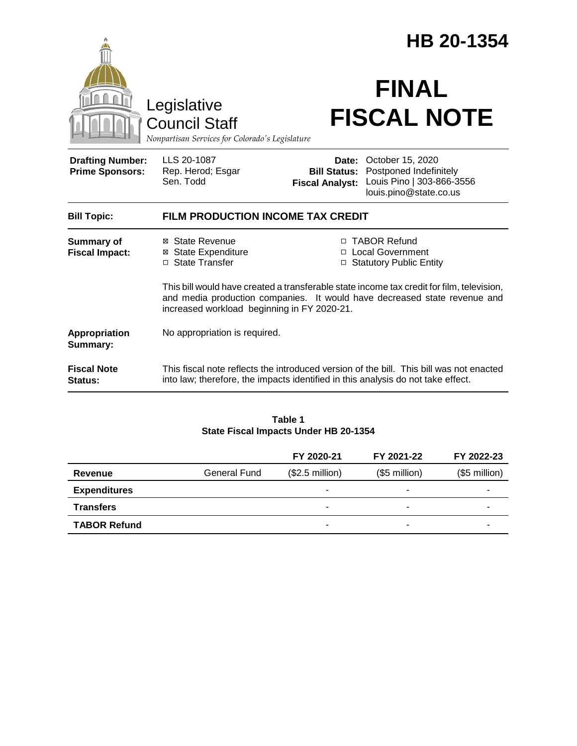# HB 20-1354

Legislative Council Staff

*Nonpartisan Services for Colorado's Legislature*

# FINAL FISCAL NOTE

| | | | |
|---|---|---|---|
| **Drafting Number:** | LLS 20-1087 | **Date:** | October 15, 2020 |
| **Prime Sponsors:** | Rep. Herod; Esgar<br>Sen. Todd | **Bill Status:** | Postponed Indefinitely |
| | | **Fiscal Analyst:** | Louis Pino \| 303-866-3556<br>louis.pino@state.co.us |

**Bill Topic:** **FILM PRODUCTION INCOME TAX CREDIT**

**Summary of Fiscal Impact:**

- ☒ State Revenue
- ☒ State Expenditure
- ☐ State Transfer
- ☐ TABOR Refund
- ☐ Local Government
- ☐ Statutory Public Entity

This bill would have created a transferable state income tax credit for film, television, and media production companies. It would have decreased state revenue and increased workload beginning in FY 2020-21.

**Appropriation Summary:** No appropriation is required.

**Fiscal Note Status:** This fiscal note reflects the introduced version of the bill. This bill was not enacted into law; therefore, the impacts identified in this analysis do not take effect.

**Table 1**
**State Fiscal Impacts Under HB 20-1354**

| | | FY 2020-21 | FY 2021-22 | FY 2022-23 |
|---|---|---|---|---|
| **Revenue** | General Fund | ($2.5 million) | ($5 million) | ($5 million) |
| **Expenditures** | | - | - | - |
| **Transfers** | | - | - | - |
| **TABOR Refund** | | - | - | - |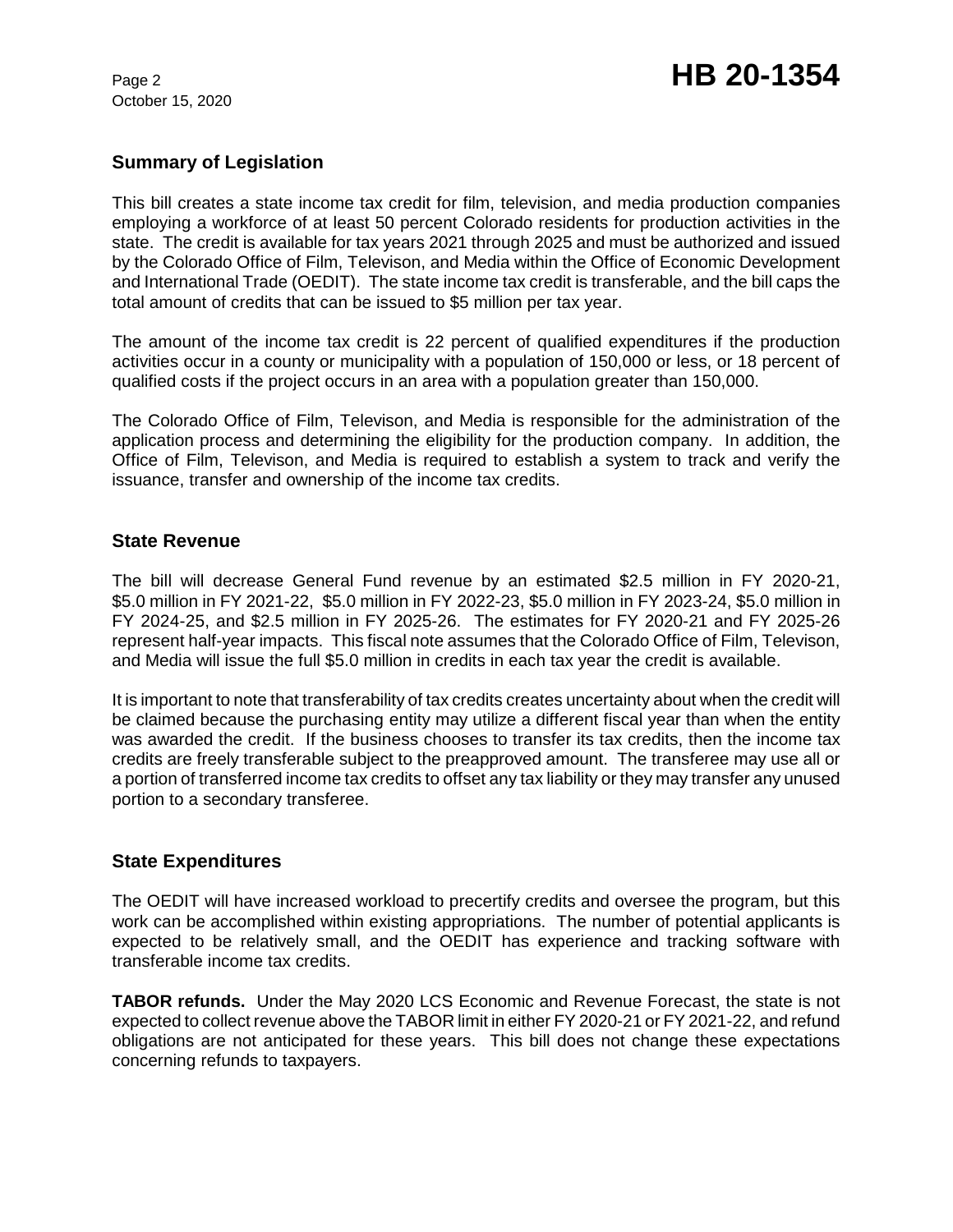## Summary of Legislation

This bill creates a state income tax credit for film, television, and media production companies employing a workforce of at least 50 percent Colorado residents for production activities in the state. The credit is available for tax years 2021 through 2025 and must be authorized and issued by the Colorado Office of Film, Televison, and Media within the Office of Economic Development and International Trade (OEDIT). The state income tax credit is transferable, and the bill caps the total amount of credits that can be issued to $5 million per tax year.

The amount of the income tax credit is 22 percent of qualified expenditures if the production activities occur in a county or municipality with a population of 150,000 or less, or 18 percent of qualified costs if the project occurs in an area with a population greater than 150,000.

The Colorado Office of Film, Televison, and Media is responsible for the administration of the application process and determining the eligibility for the production company. In addition, the Office of Film, Televison, and Media is required to establish a system to track and verify the issuance, transfer and ownership of the income tax credits.

## State Revenue

The bill will decrease General Fund revenue by an estimated $2.5 million in FY 2020-21, $5.0 million in FY 2021-22, $5.0 million in FY 2022-23, $5.0 million in FY 2023-24, $5.0 million in FY 2024-25, and $2.5 million in FY 2025-26. The estimates for FY 2020-21 and FY 2025-26 represent half-year impacts. This fiscal note assumes that the Colorado Office of Film, Televison, and Media will issue the full $5.0 million in credits in each tax year the credit is available.

It is important to note that transferability of tax credits creates uncertainty about when the credit will be claimed because the purchasing entity may utilize a different fiscal year than when the entity was awarded the credit. If the business chooses to transfer its tax credits, then the income tax credits are freely transferable subject to the preapproved amount. The transferee may use all or a portion of transferred income tax credits to offset any tax liability or they may transfer any unused portion to a secondary transferee.

## State Expenditures

The OEDIT will have increased workload to precertify credits and oversee the program, but this work can be accomplished within existing appropriations. The number of potential applicants is expected to be relatively small, and the OEDIT has experience and tracking software with transferable income tax credits.

**TABOR refunds.** Under the May 2020 LCS Economic and Revenue Forecast, the state is not expected to collect revenue above the TABOR limit in either FY 2020-21 or FY 2021-22, and refund obligations are not anticipated for these years. This bill does not change these expectations concerning refunds to taxpayers.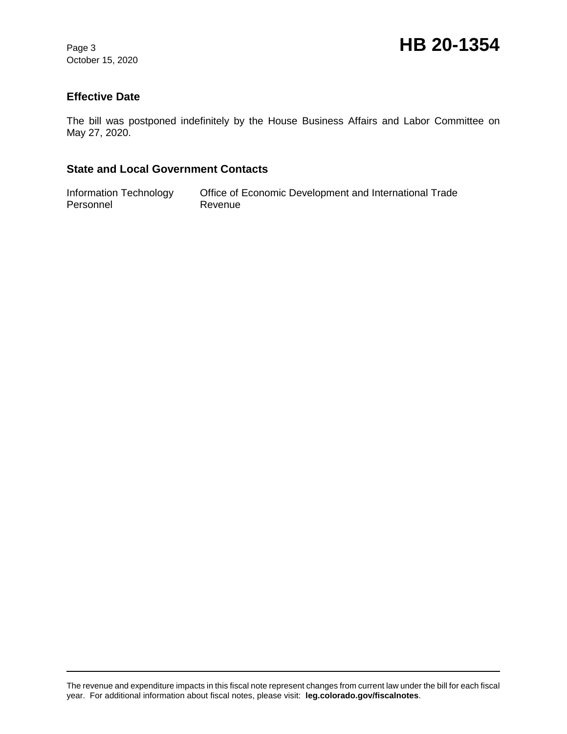## Effective Date

The bill was postponed indefinitely by the House Business Affairs and Labor Committee on May 27, 2020.

## State and Local Government Contacts

| | |
|---|---|
| Information Technology | Office of Economic Development and International Trade |
| Personnel | Revenue |

The revenue and expenditure impacts in this fiscal note represent changes from current law under the bill for each fiscal year. For additional information about fiscal notes, please visit: **leg.colorado.gov/fiscalnotes**.